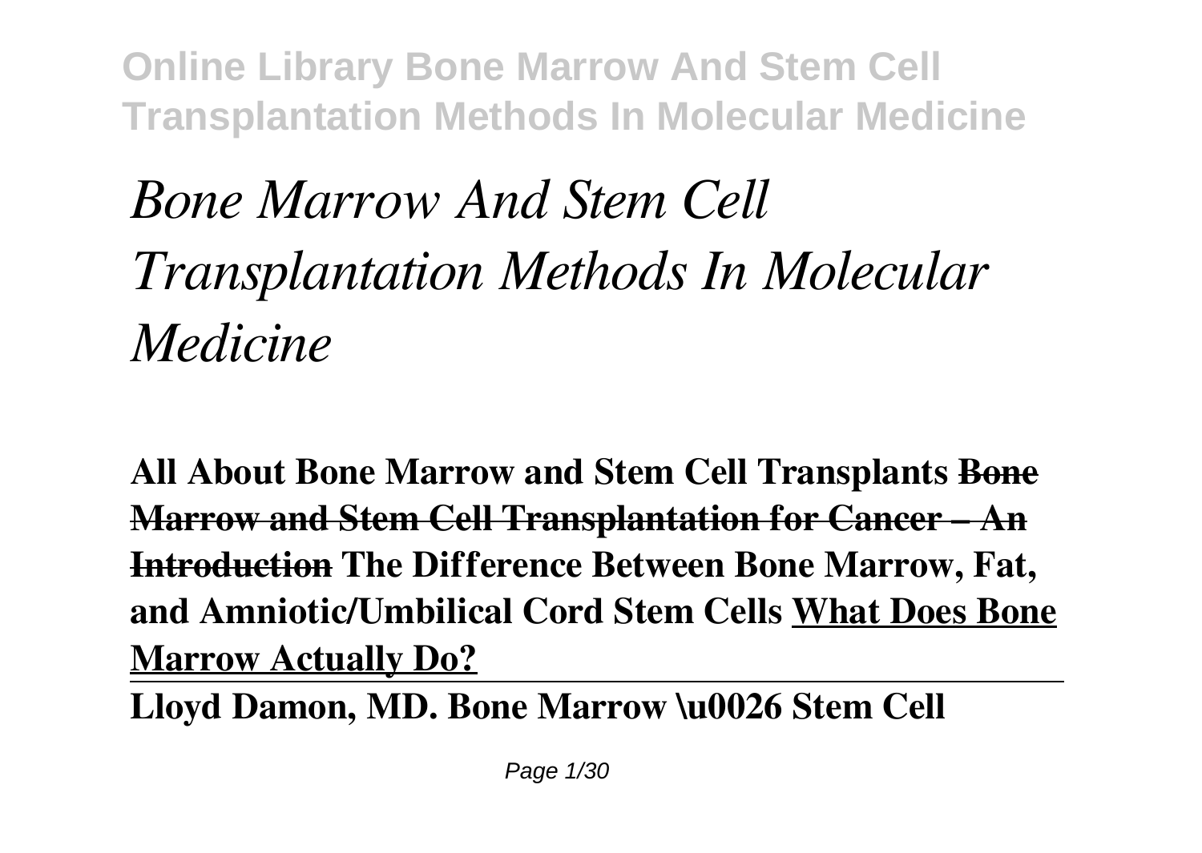# *Bone Marrow And Stem Cell Transplantation Methods In Molecular Medicine*

**All About Bone Marrow and Stem Cell Transplants** ~~**Bone Marrow and Stem Cell Transplantation for Cancer – An Introduction**~~ **The Difference Between Bone Marrow, Fat, and Amniotic/Umbilical Cord Stem Cells** **What Does Bone Marrow Actually Do?**

---

**Lloyd Damon, MD. Bone Marrow \u0026 Stem Cell**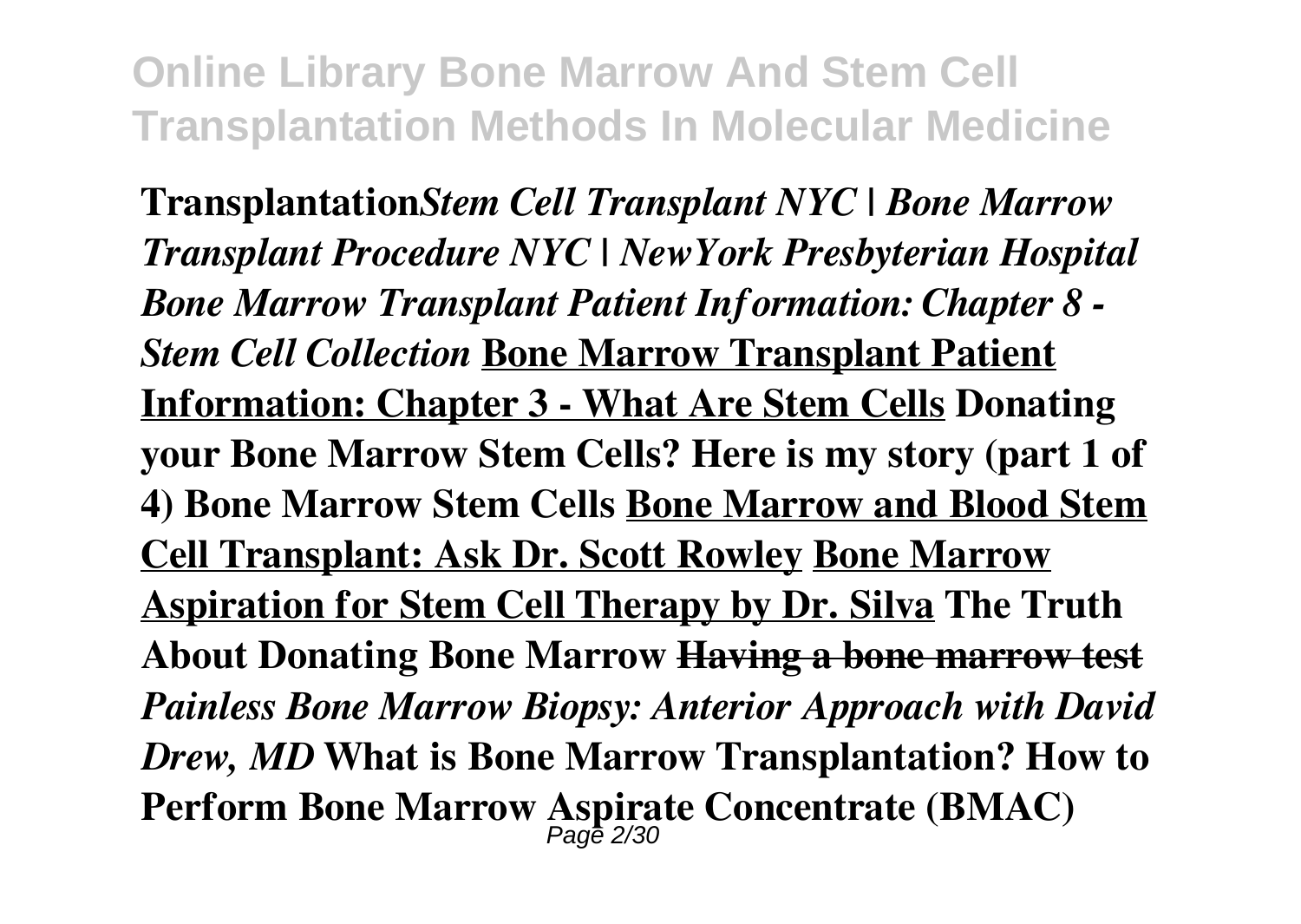**Transplantation***Stem Cell Transplant NYC | Bone Marrow Transplant Procedure NYC | NewYork Presbyterian Hospital* *Bone Marrow Transplant Patient Information: Chapter 8 - Stem Cell Collection* **<u>Bone Marrow Transplant Patient Information: Chapter 3 - What Are Stem Cells</u>** **Donating your Bone Marrow Stem Cells? Here is my story (part 1 of 4) Bone Marrow Stem Cells** **<u>Bone Marrow and Blood Stem Cell Transplant: Ask Dr. Scott Rowley</u>** **<u>Bone Marrow Aspiration for Stem Cell Therapy by Dr. Silva</u>** **The Truth About Donating Bone Marrow** **~~Having a bone marrow test~~** *Painless Bone Marrow Biopsy: Anterior Approach with David Drew, MD* **What is Bone Marrow Transplantation? How to Perform Bone Marrow Aspirate Concentrate (BMAC)**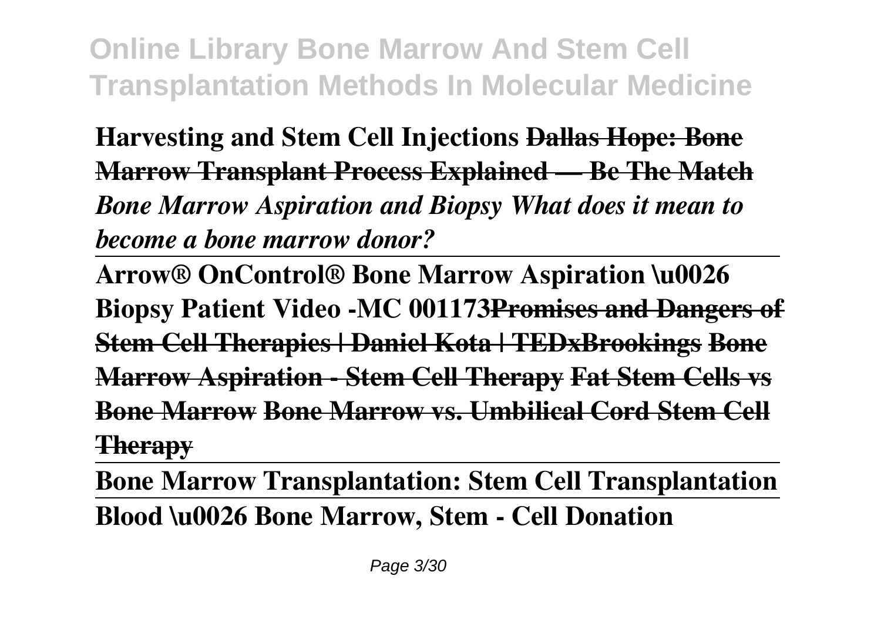**Harvesting and Stem Cell Injections** **Dallas Hope: Bone Marrow Transplant Process Explained — Be The Match** ***Bone Marrow Aspiration and Biopsy What does it mean to become a bone marrow donor?***

**Arrow® OnControl® Bone Marrow Aspiration \u0026 Biopsy Patient Video -MC 001173** **Promises and Dangers of Stem Cell Therapies | Daniel Kota | TEDxBrookings** **Bone Marrow Aspiration - Stem Cell Therapy** **Fat Stem Cells vs Bone Marrow** **Bone Marrow vs. Umbilical Cord Stem Cell Therapy**

**Bone Marrow Transplantation: Stem Cell Transplantation**

**Blood \u0026 Bone Marrow, Stem - Cell Donation**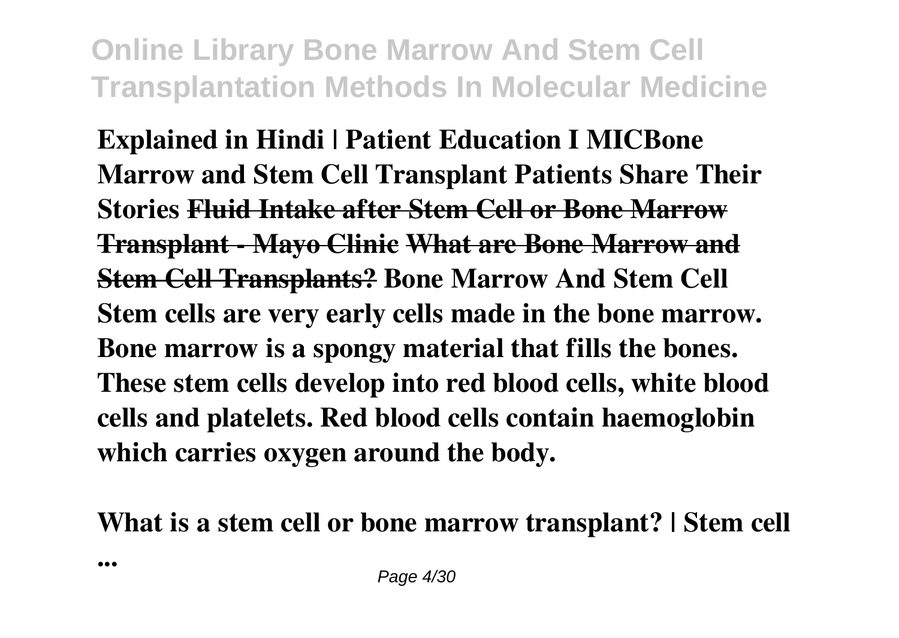**Explained in Hindi | Patient Education I MICBone Marrow and Stem Cell Transplant Patients Share Their Stories** ~~**Fluid Intake after Stem Cell or Bone Marrow Transplant - Mayo Clinic**~~ ~~**What are Bone Marrow and Stem Cell Transplants?**~~ **Bone Marrow And Stem Cell**
**Stem cells are very early cells made in the bone marrow. Bone marrow is a spongy material that fills the bones. These stem cells develop into red blood cells, white blood cells and platelets. Red blood cells contain haemoglobin which carries oxygen around the body.**

**What is a stem cell or bone marrow transplant? | Stem cell ...**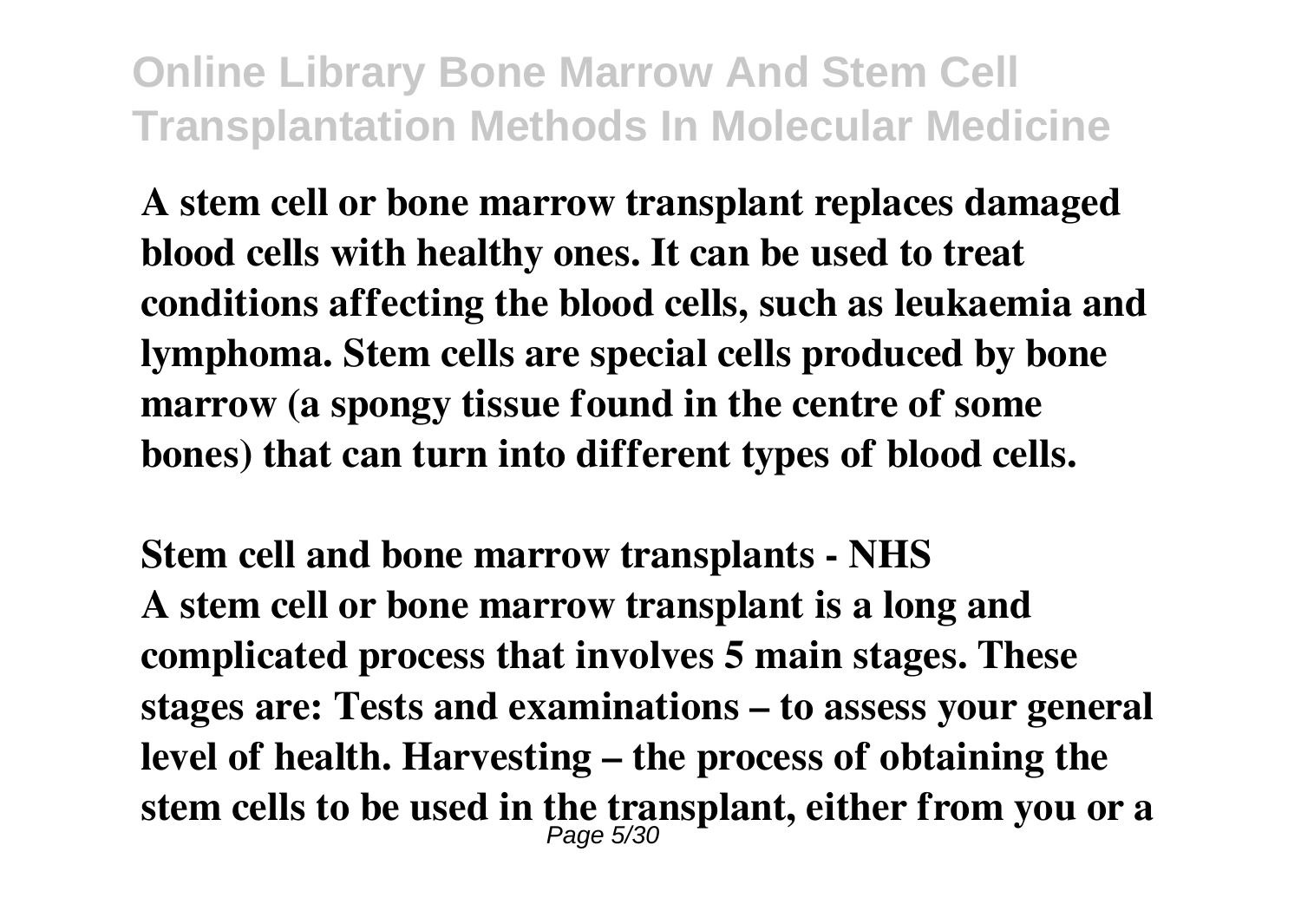A stem cell or bone marrow transplant replaces damaged blood cells with healthy ones. It can be used to treat conditions affecting the blood cells, such as leukaemia and lymphoma. Stem cells are special cells produced by bone marrow (a spongy tissue found in the centre of some bones) that can turn into different types of blood cells.

**Stem cell and bone marrow transplants - NHS**

A stem cell or bone marrow transplant is a long and complicated process that involves 5 main stages. These stages are: Tests and examinations – to assess your general level of health. Harvesting – the process of obtaining the stem cells to be used in the transplant, either from you or a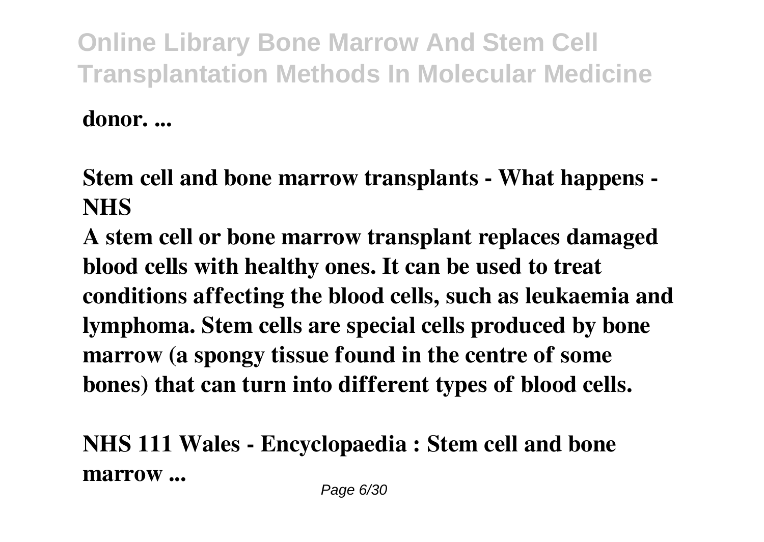**donor. ...**

**Stem cell and bone marrow transplants - What happens - NHS**

**A stem cell or bone marrow transplant replaces damaged blood cells with healthy ones. It can be used to treat conditions affecting the blood cells, such as leukaemia and lymphoma. Stem cells are special cells produced by bone marrow (a spongy tissue found in the centre of some bones) that can turn into different types of blood cells.**

**NHS 111 Wales - Encyclopaedia : Stem cell and bone marrow ...**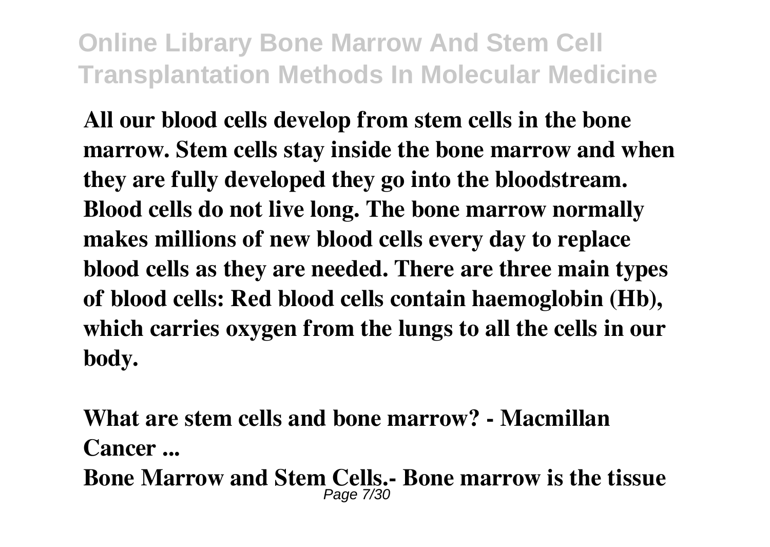**All our blood cells develop from stem cells in the bone marrow. Stem cells stay inside the bone marrow and when they are fully developed they go into the bloodstream. Blood cells do not live long. The bone marrow normally makes millions of new blood cells every day to replace blood cells as they are needed. There are three main types of blood cells: Red blood cells contain haemoglobin (Hb), which carries oxygen from the lungs to all the cells in our body.**

**What are stem cells and bone marrow? - Macmillan Cancer ...**

**Bone Marrow and Stem Cells.- Bone marrow is the tissue**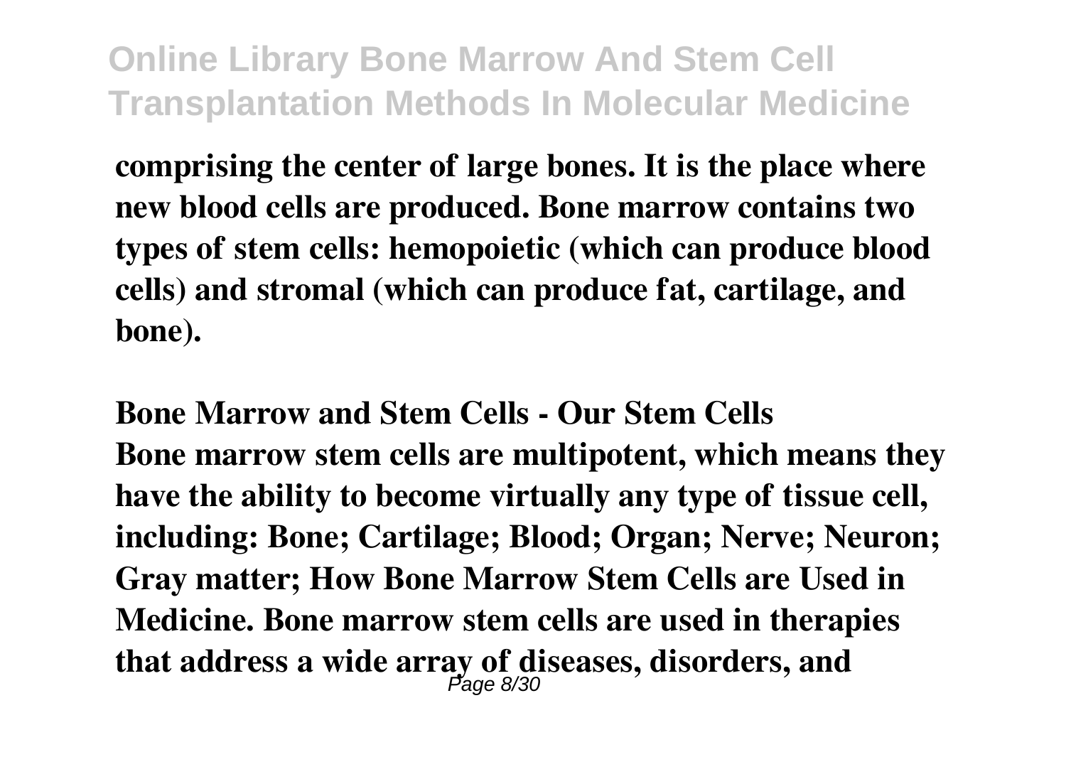comprising the center of large bones. It is the place where new blood cells are produced. Bone marrow contains two types of stem cells: hemopoietic (which can produce blood cells) and stromal (which can produce fat, cartilage, and bone).

**Bone Marrow and Stem Cells - Our Stem Cells**

Bone marrow stem cells are multipotent, which means they have the ability to become virtually any type of tissue cell, including: Bone; Cartilage; Blood; Organ; Nerve; Neuron; Gray matter; How Bone Marrow Stem Cells are Used in Medicine. Bone marrow stem cells are used in therapies that address a wide array of diseases, disorders, and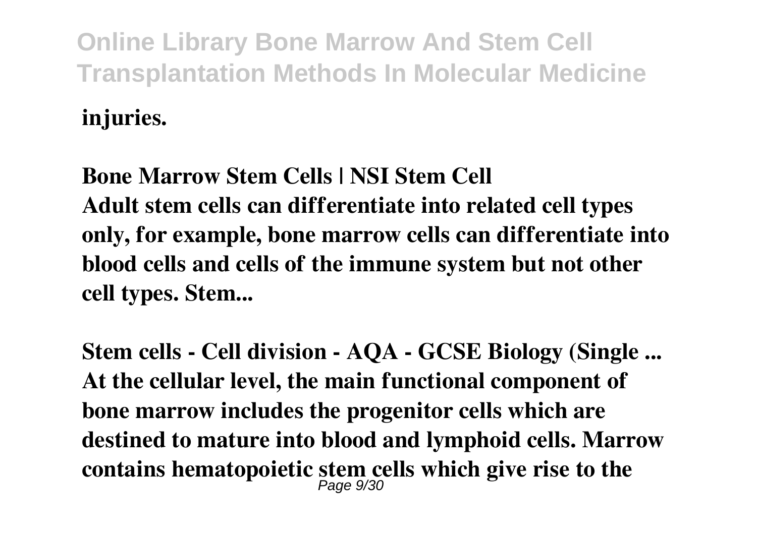**injuries.**

**Bone Marrow Stem Cells | NSI Stem Cell**
**Adult stem cells can differentiate into related cell types only, for example, bone marrow cells can differentiate into blood cells and cells of the immune system but not other cell types. Stem...**

**Stem cells - Cell division - AQA - GCSE Biology (Single ...**
**At the cellular level, the main functional component of bone marrow includes the progenitor cells which are destined to mature into blood and lymphoid cells. Marrow contains hematopoietic stem cells which give rise to the**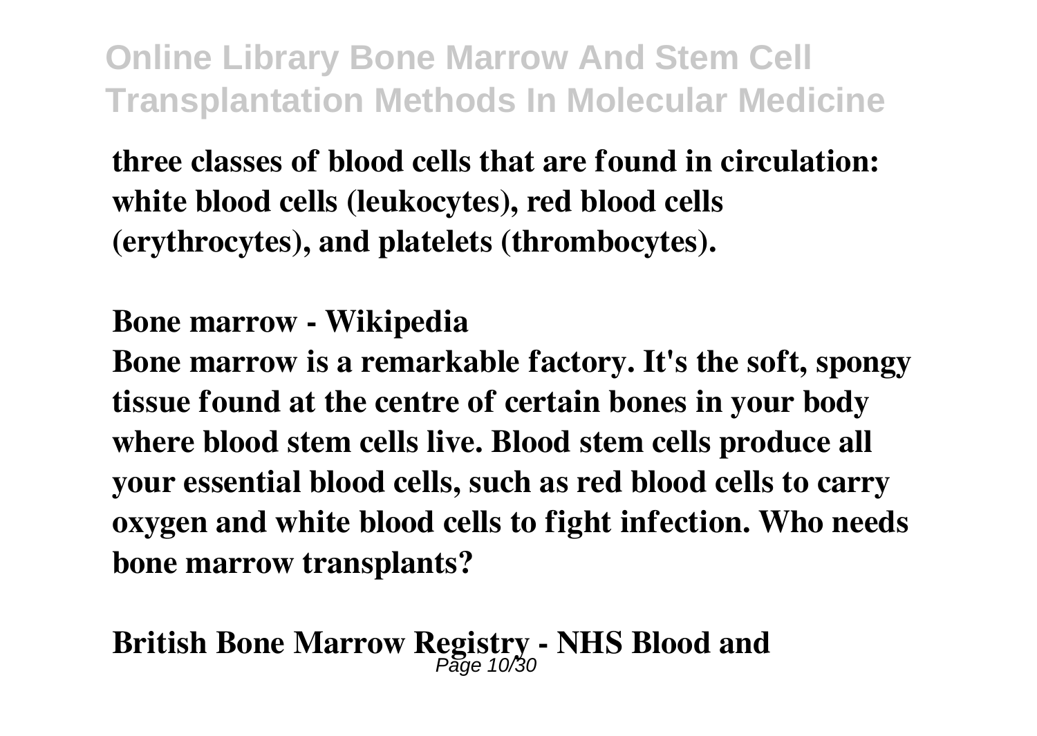**three classes of blood cells that are found in circulation: white blood cells (leukocytes), red blood cells (erythrocytes), and platelets (thrombocytes).**

**Bone marrow - Wikipedia**

**Bone marrow is a remarkable factory. It's the soft, spongy tissue found at the centre of certain bones in your body where blood stem cells live. Blood stem cells produce all your essential blood cells, such as red blood cells to carry oxygen and white blood cells to fight infection. Who needs bone marrow transplants?**

**British Bone Marrow Registry - NHS Blood and**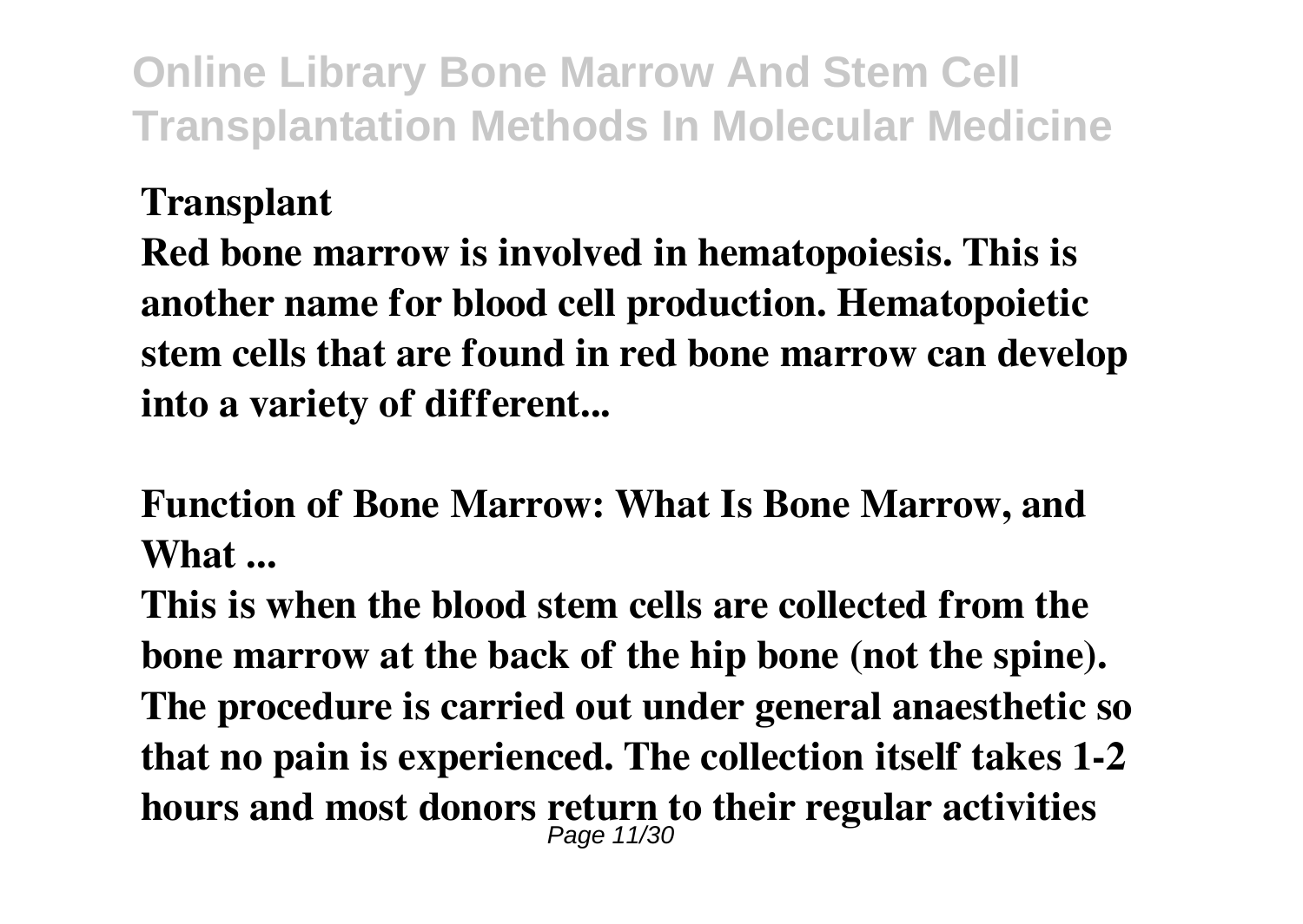**Transplant**

**Red bone marrow is involved in hematopoiesis. This is another name for blood cell production. Hematopoietic stem cells that are found in red bone marrow can develop into a variety of different...**

**Function of Bone Marrow: What Is Bone Marrow, and What ...**

**This is when the blood stem cells are collected from the bone marrow at the back of the hip bone (not the spine). The procedure is carried out under general anaesthetic so that no pain is experienced. The collection itself takes 1-2 hours and most donors return to their regular activities**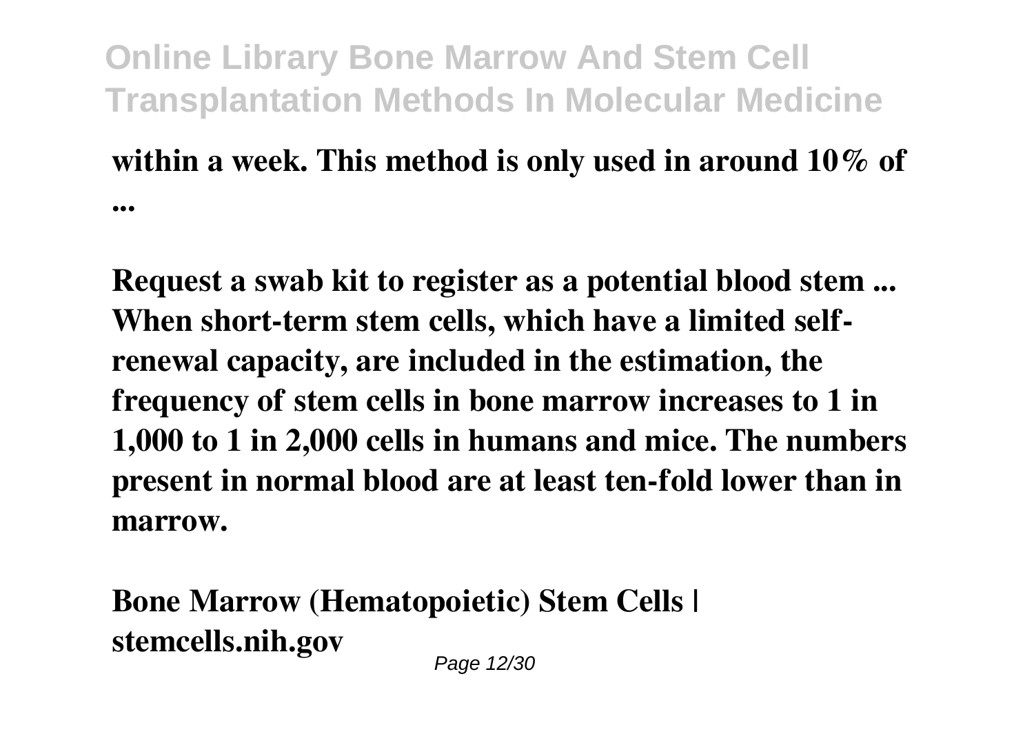**within a week. This method is only used in around 10% of ...**

**Request a swab kit to register as a potential blood stem ...**
**When short-term stem cells, which have a limited self-renewal capacity, are included in the estimation, the frequency of stem cells in bone marrow increases to 1 in 1,000 to 1 in 2,000 cells in humans and mice. The numbers present in normal blood are at least ten-fold lower than in marrow.**

**Bone Marrow (Hematopoietic) Stem Cells | stemcells.nih.gov**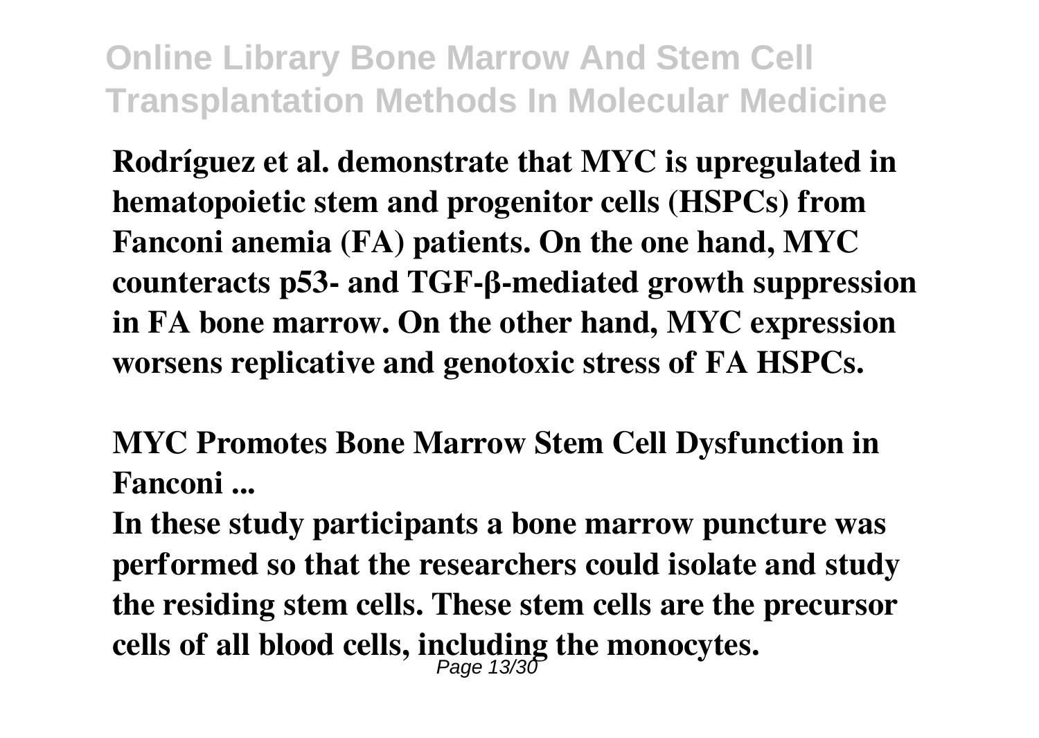**Rodríguez et al. demonstrate that MYC is upregulated in hematopoietic stem and progenitor cells (HSPCs) from Fanconi anemia (FA) patients. On the one hand, MYC counteracts p53- and TGF-β-mediated growth suppression in FA bone marrow. On the other hand, MYC expression worsens replicative and genotoxic stress of FA HSPCs.**

**MYC Promotes Bone Marrow Stem Cell Dysfunction in Fanconi ...**

**In these study participants a bone marrow puncture was performed so that the researchers could isolate and study the residing stem cells. These stem cells are the precursor cells of all blood cells, including the monocytes.**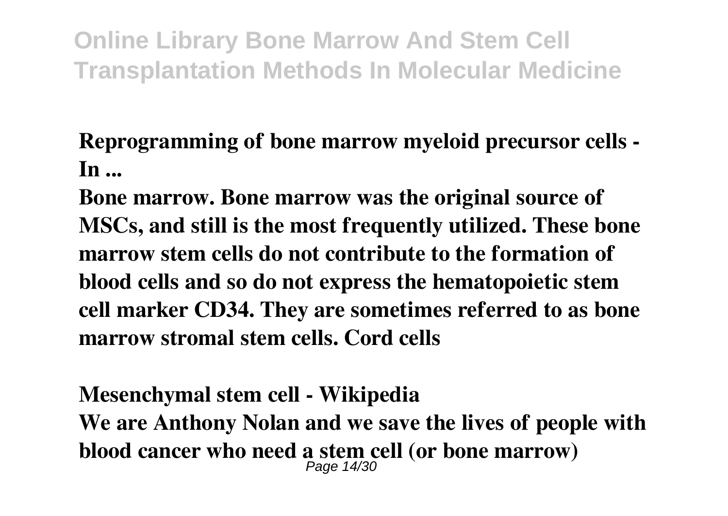**Reprogramming of bone marrow myeloid precursor cells - In ...**

**Bone marrow. Bone marrow was the original source of MSCs, and still is the most frequently utilized. These bone marrow stem cells do not contribute to the formation of blood cells and so do not express the hematopoietic stem cell marker CD34. They are sometimes referred to as bone marrow stromal stem cells. Cord cells**

**Mesenchymal stem cell - Wikipedia**

**We are Anthony Nolan and we save the lives of people with blood cancer who need a stem cell (or bone marrow)**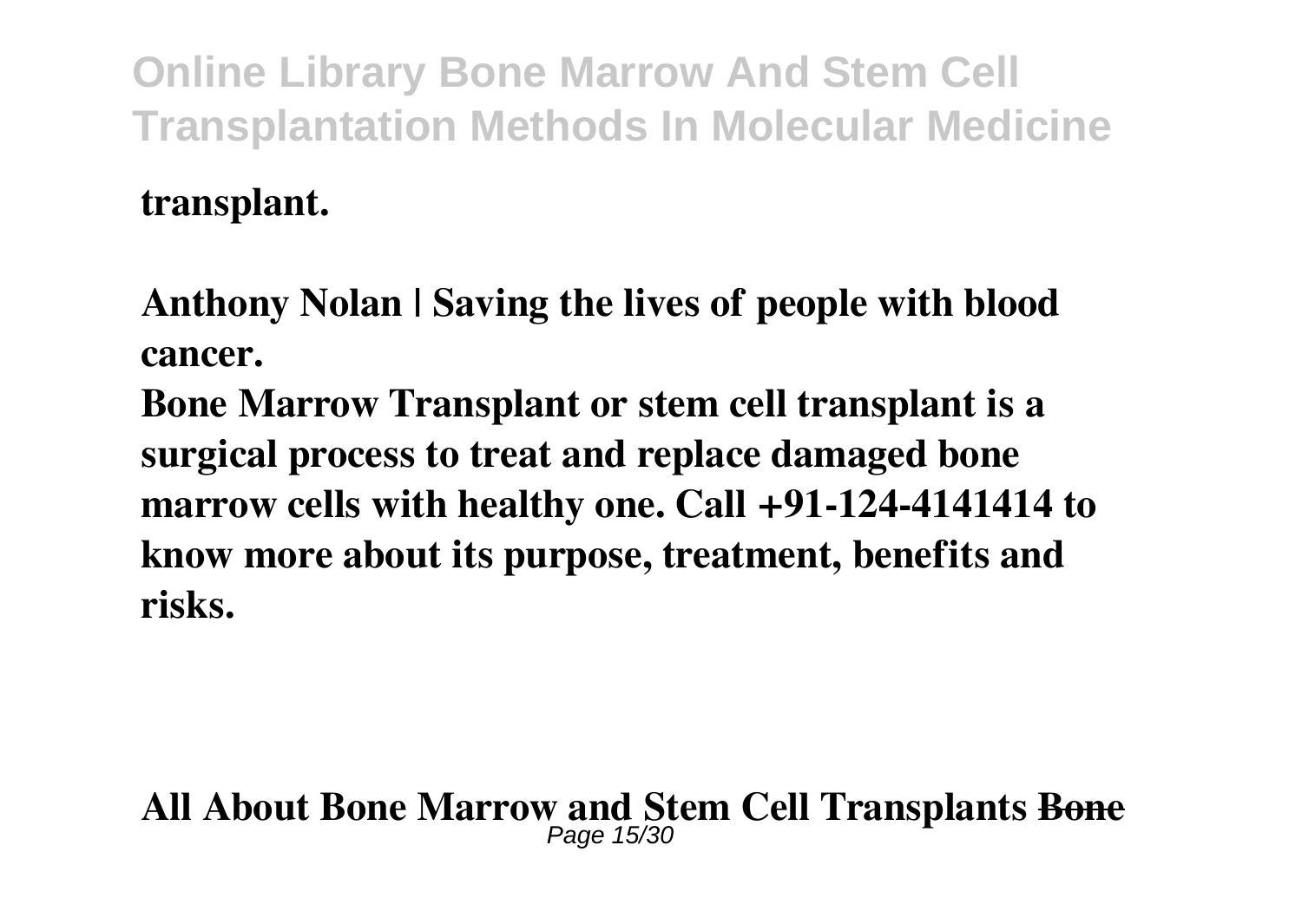**transplant.**

**Anthony Nolan | Saving the lives of people with blood cancer.**

**Bone Marrow Transplant or stem cell transplant is a surgical process to treat and replace damaged bone marrow cells with healthy one. Call +91-124-4141414 to know more about its purpose, treatment, benefits and risks.**

**All About Bone Marrow and Stem Cell Transplants ~~Bone~~**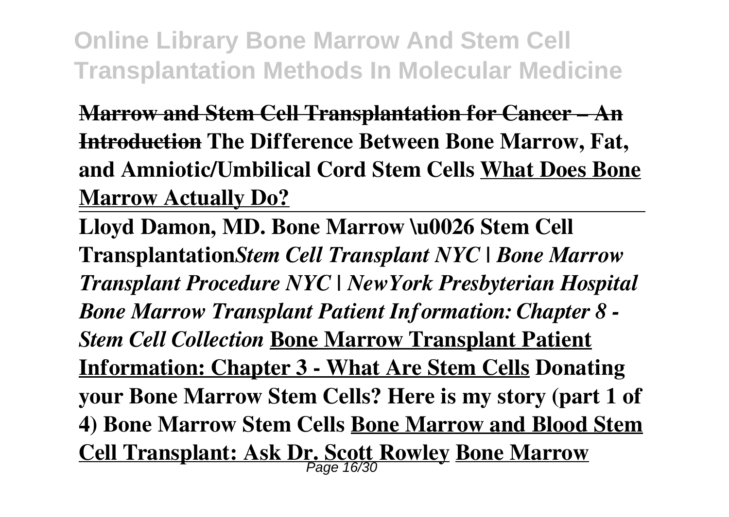**Marrow and Stem Cell Transplantation for Cancer – An Introduction** **The Difference Between Bone Marrow, Fat, and Amniotic/Umbilical Cord Stem Cells** **What Does Bone Marrow Actually Do?**

---

**Lloyd Damon, MD. Bone Marrow \u0026 Stem Cell Transplantation** ***Stem Cell Transplant NYC | Bone Marrow Transplant Procedure NYC | NewYork Presbyterian Hospital*** ***Bone Marrow Transplant Patient Information: Chapter 8 - Stem Cell Collection*** **Bone Marrow Transplant Patient Information: Chapter 3 - What Are Stem Cells** **Donating your Bone Marrow Stem Cells? Here is my story (part 1 of 4)** **Bone Marrow Stem Cells** **Bone Marrow and Blood Stem Cell Transplant: Ask Dr. Scott Rowley** **Bone Marrow**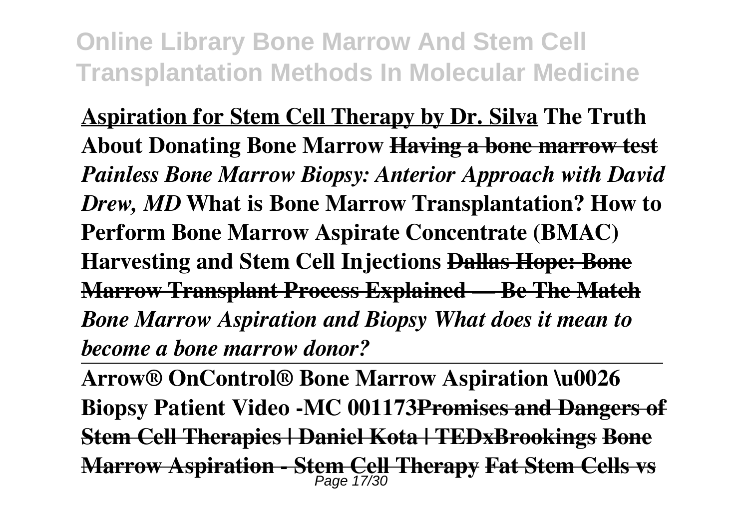**Aspiration for Stem Cell Therapy by Dr. Silva** **The Truth About Donating Bone Marrow** **~~Having a bone marrow test~~** ***Painless Bone Marrow Biopsy: Anterior Approach with David Drew, MD*** **What is Bone Marrow Transplantation? How to Perform Bone Marrow Aspirate Concentrate (BMAC) Harvesting and Stem Cell Injections** **~~Dallas Hope: Bone Marrow Transplant Process Explained — Be The Match~~** ***Bone Marrow Aspiration and Biopsy What does it mean to become a bone marrow donor?***

---

**Arrow® OnControl® Bone Marrow Aspiration \u0026 Biopsy Patient Video -MC 001173~~Promises and Dangers of Stem Cell Therapies | Daniel Kota | TEDxBrookings~~** **~~Bone Marrow Aspiration - Stem Cell Therapy~~** **~~Fat Stem Cells vs~~**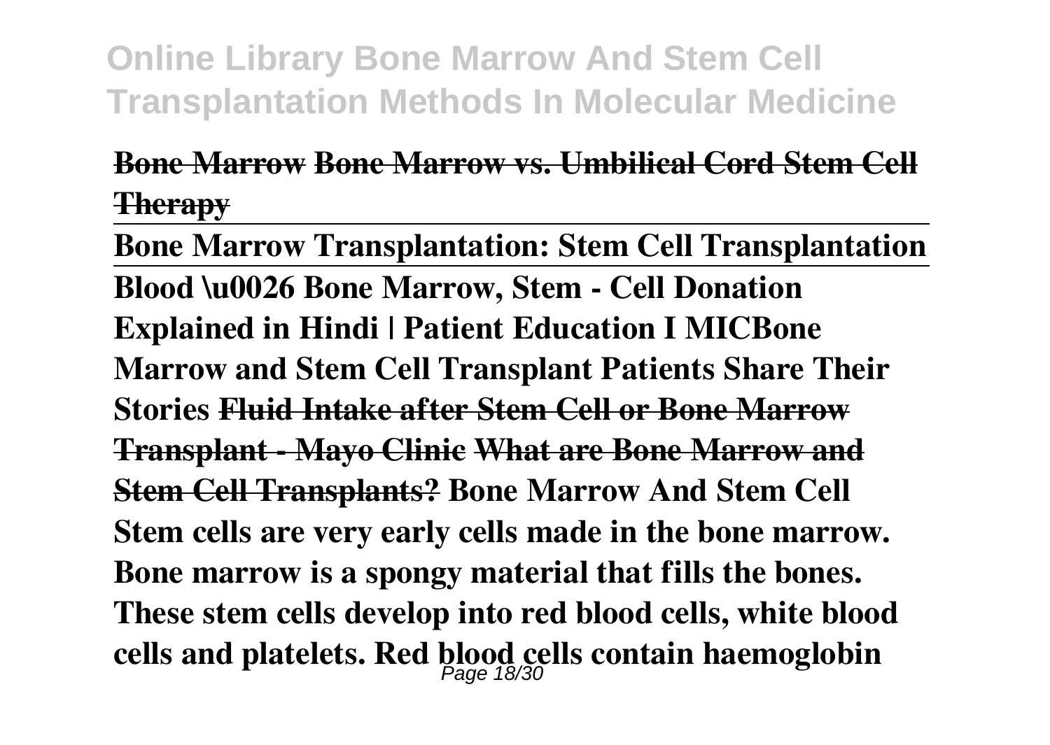**~~Bone Marrow~~ ~~Bone Marrow vs. Umbilical Cord Stem Cell Therapy~~**

**Bone Marrow Transplantation: Stem Cell Transplantation**

**Blood \u0026 Bone Marrow, Stem - Cell Donation Explained in Hindi | Patient Education I MICBone Marrow and Stem Cell Transplant Patients Share Their Stories ~~Fluid Intake after Stem Cell or Bone Marrow Transplant - Mayo Clinic~~ ~~What are Bone Marrow and Stem Cell Transplants?~~ Bone Marrow And Stem Cell**

**Stem cells are very early cells made in the bone marrow. Bone marrow is a spongy material that fills the bones. These stem cells develop into red blood cells, white blood cells and platelets. Red blood cells contain haemoglobin**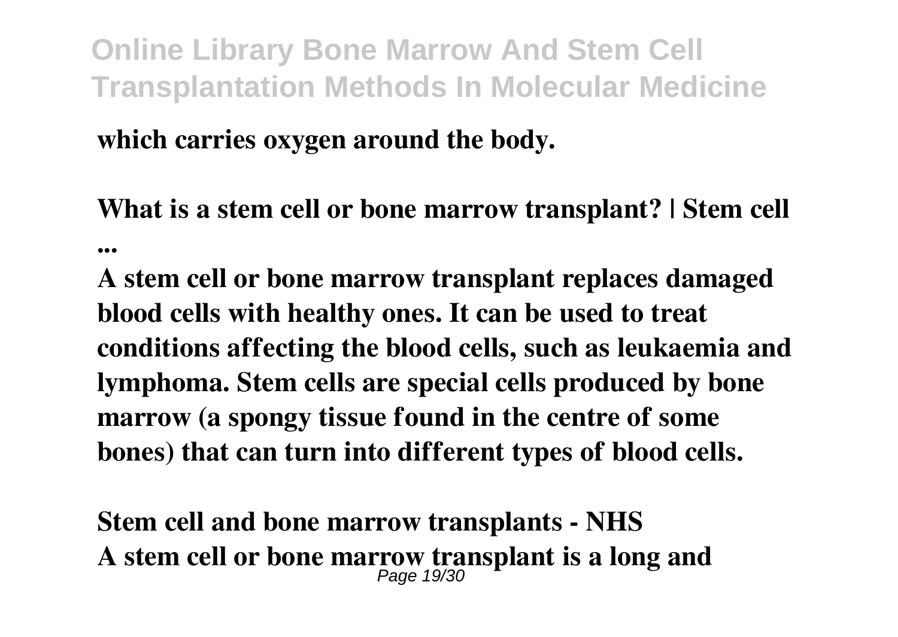which carries oxygen around the body.

**What is a stem cell or bone marrow transplant? | Stem cell ...**

A stem cell or bone marrow transplant replaces damaged blood cells with healthy ones. It can be used to treat conditions affecting the blood cells, such as leukaemia and lymphoma. Stem cells are special cells produced by bone marrow (a spongy tissue found in the centre of some bones) that can turn into different types of blood cells.

**Stem cell and bone marrow transplants - NHS**

A stem cell or bone marrow transplant is a long and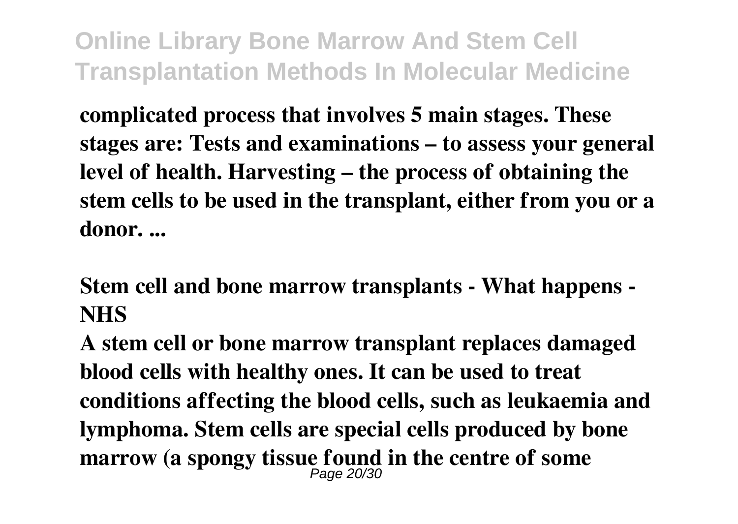complicated process that involves 5 main stages. These stages are: Tests and examinations – to assess your general level of health. Harvesting – the process of obtaining the stem cells to be used in the transplant, either from you or a donor. ...

## Stem cell and bone marrow transplants - What happens - NHS

A stem cell or bone marrow transplant replaces damaged blood cells with healthy ones. It can be used to treat conditions affecting the blood cells, such as leukaemia and lymphoma. Stem cells are special cells produced by bone marrow (a spongy tissue found in the centre of some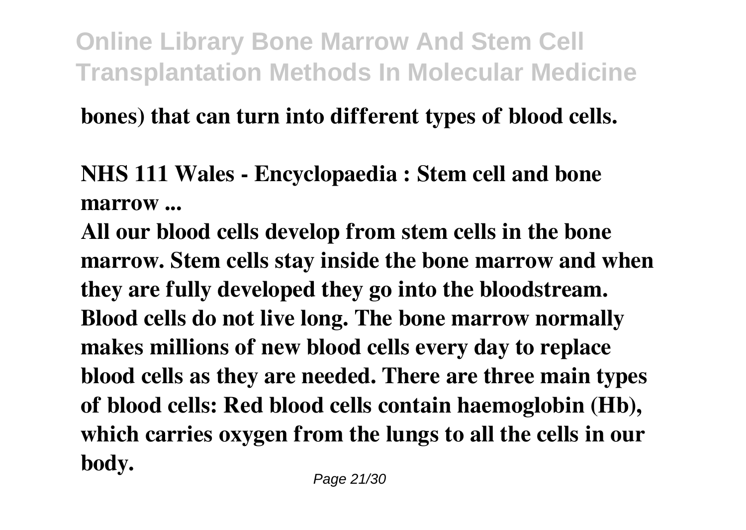**bones) that can turn into different types of blood cells.**

**NHS 111 Wales - Encyclopaedia : Stem cell and bone marrow ...**

**All our blood cells develop from stem cells in the bone marrow. Stem cells stay inside the bone marrow and when they are fully developed they go into the bloodstream. Blood cells do not live long. The bone marrow normally makes millions of new blood cells every day to replace blood cells as they are needed. There are three main types of blood cells: Red blood cells contain haemoglobin (Hb), which carries oxygen from the lungs to all the cells in our body.**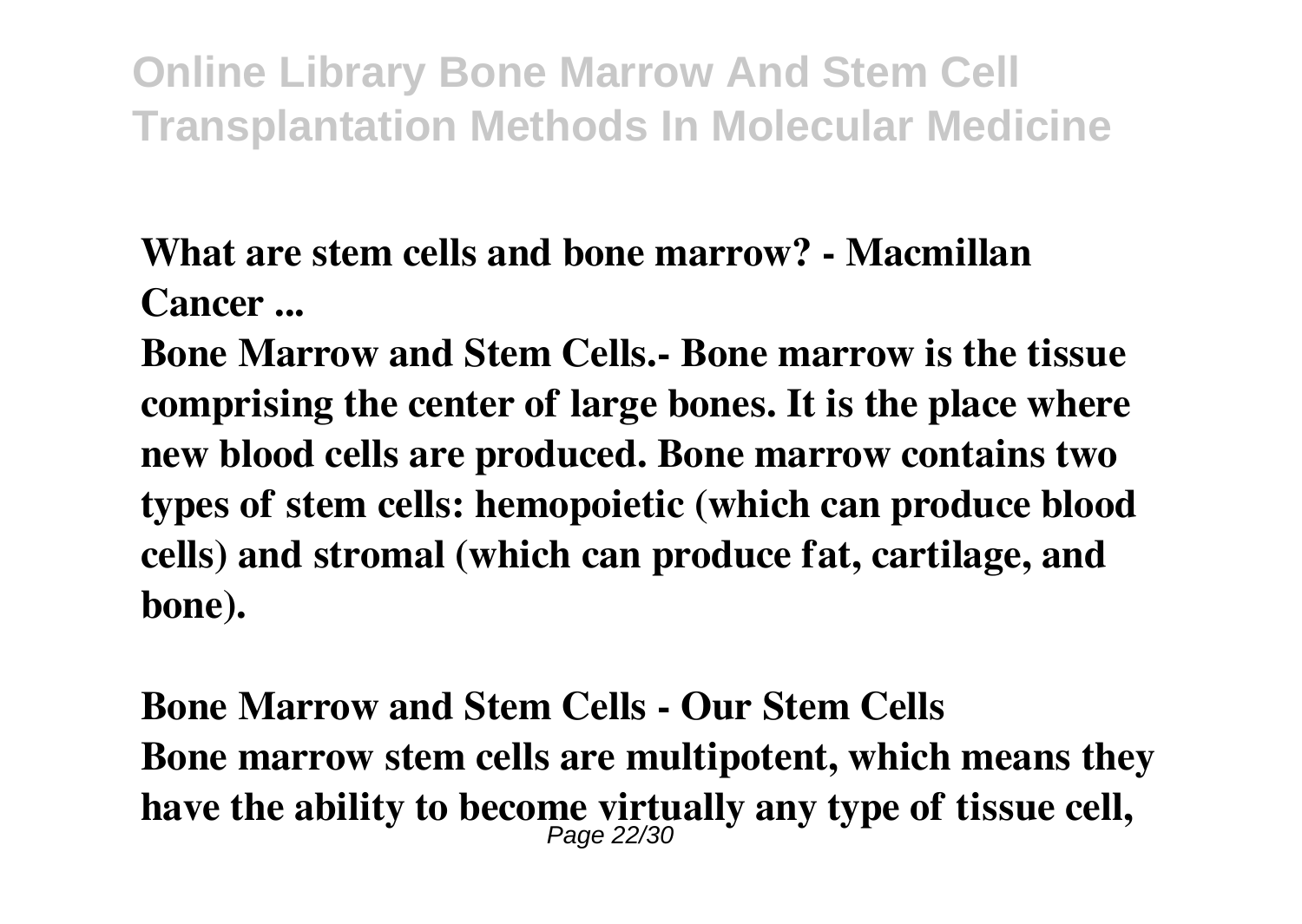**What are stem cells and bone marrow? - Macmillan Cancer ...**

**Bone Marrow and Stem Cells.- Bone marrow is the tissue comprising the center of large bones. It is the place where new blood cells are produced. Bone marrow contains two types of stem cells: hemopoietic (which can produce blood cells) and stromal (which can produce fat, cartilage, and bone).**

**Bone Marrow and Stem Cells - Our Stem Cells**

**Bone marrow stem cells are multipotent, which means they have the ability to become virtually any type of tissue cell,**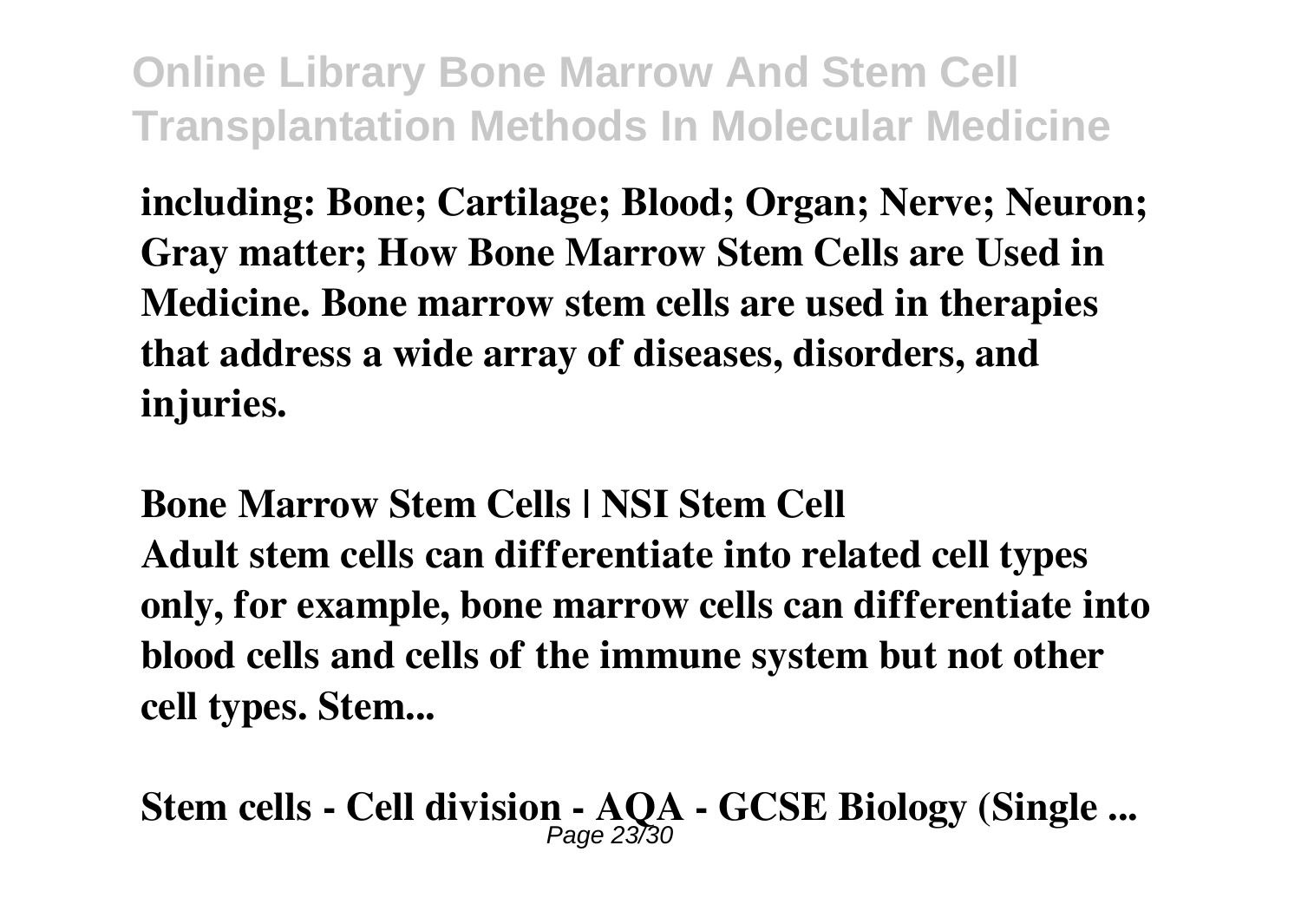**including: Bone; Cartilage; Blood; Organ; Nerve; Neuron; Gray matter; How Bone Marrow Stem Cells are Used in Medicine. Bone marrow stem cells are used in therapies that address a wide array of diseases, disorders, and injuries.**

**Bone Marrow Stem Cells | NSI Stem Cell**

**Adult stem cells can differentiate into related cell types only, for example, bone marrow cells can differentiate into blood cells and cells of the immune system but not other cell types. Stem...**

**Stem cells - Cell division - AQA - GCSE Biology (Single ...**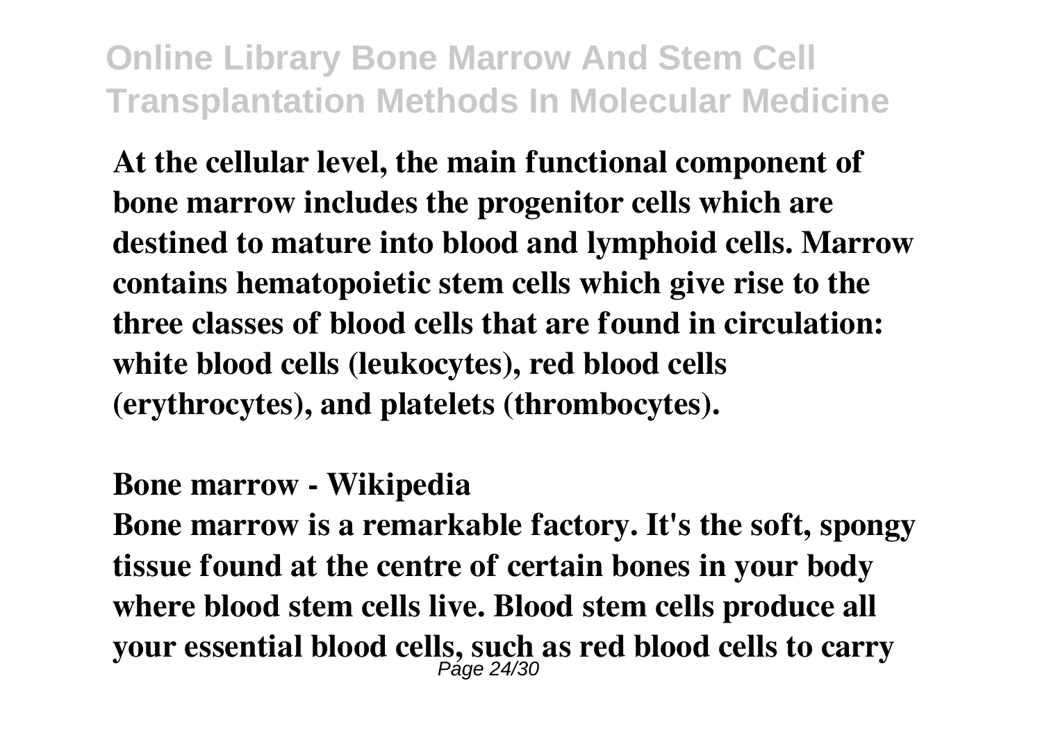At the cellular level, the main functional component of bone marrow includes the progenitor cells which are destined to mature into blood and lymphoid cells. Marrow contains hematopoietic stem cells which give rise to the three classes of blood cells that are found in circulation: white blood cells (leukocytes), red blood cells (erythrocytes), and platelets (thrombocytes).

**Bone marrow - Wikipedia**

Bone marrow is a remarkable factory. It's the soft, spongy tissue found at the centre of certain bones in your body where blood stem cells live. Blood stem cells produce all your essential blood cells, such as red blood cells to carry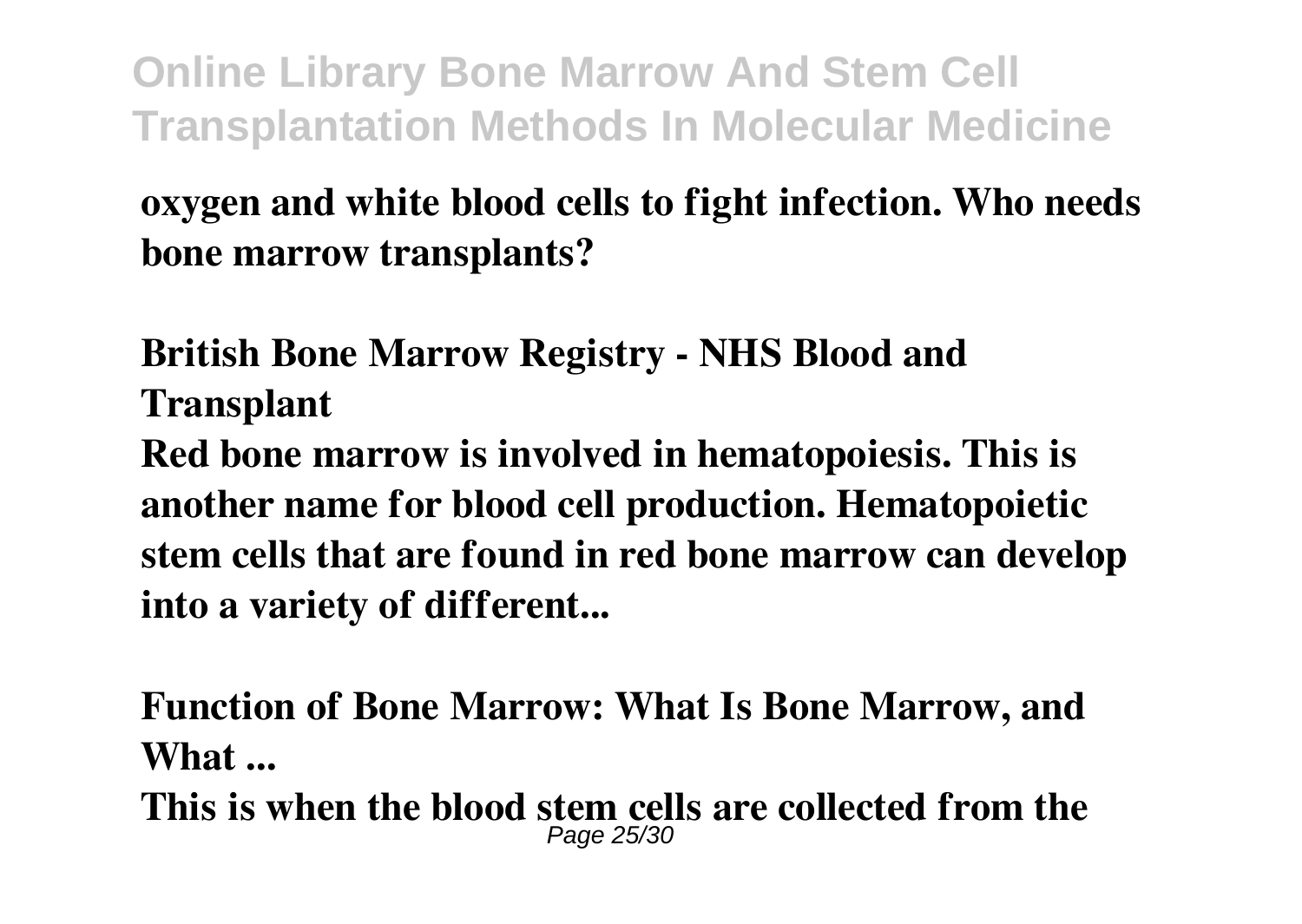**oxygen and white blood cells to fight infection. Who needs bone marrow transplants?**

**British Bone Marrow Registry - NHS Blood and Transplant**

**Red bone marrow is involved in hematopoiesis. This is another name for blood cell production. Hematopoietic stem cells that are found in red bone marrow can develop into a variety of different...**

**Function of Bone Marrow: What Is Bone Marrow, and What ...**

**This is when the blood stem cells are collected from the**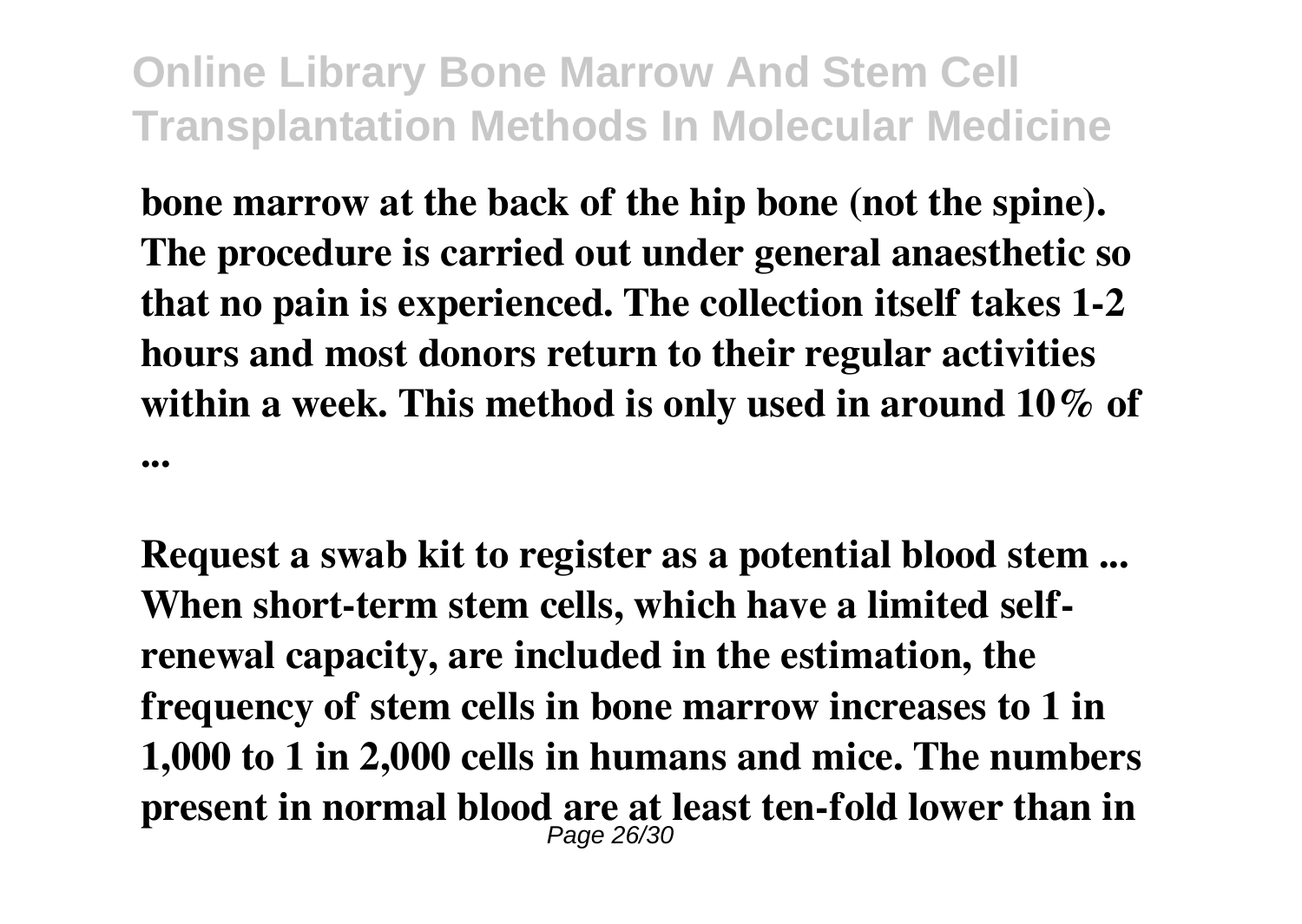**bone marrow at the back of the hip bone (not the spine). The procedure is carried out under general anaesthetic so that no pain is experienced. The collection itself takes 1-2 hours and most donors return to their regular activities within a week. This method is only used in around 10% of ...**

**Request a swab kit to register as a potential blood stem ...**
**When short-term stem cells, which have a limited self-renewal capacity, are included in the estimation, the frequency of stem cells in bone marrow increases to 1 in 1,000 to 1 in 2,000 cells in humans and mice. The numbers present in normal blood are at least ten-fold lower than in**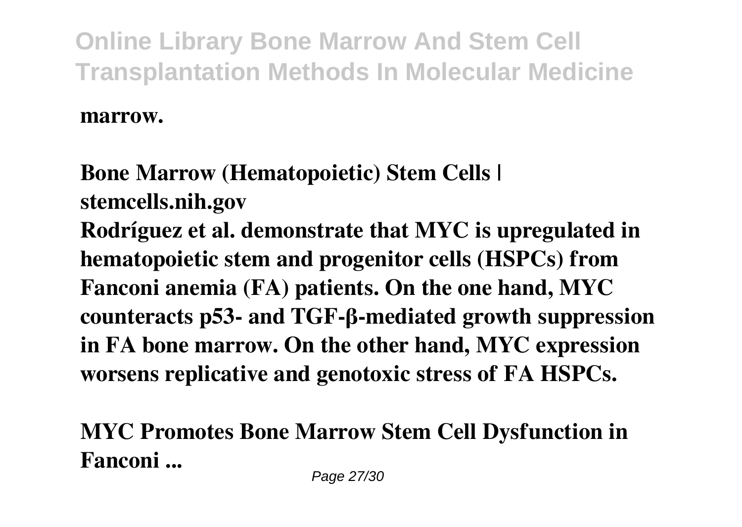**marrow.**

**Bone Marrow (Hematopoietic) Stem Cells | stemcells.nih.gov**

**Rodríguez et al. demonstrate that MYC is upregulated in hematopoietic stem and progenitor cells (HSPCs) from Fanconi anemia (FA) patients. On the one hand, MYC counteracts p53- and TGF-β-mediated growth suppression in FA bone marrow. On the other hand, MYC expression worsens replicative and genotoxic stress of FA HSPCs.**

**MYC Promotes Bone Marrow Stem Cell Dysfunction in Fanconi ...**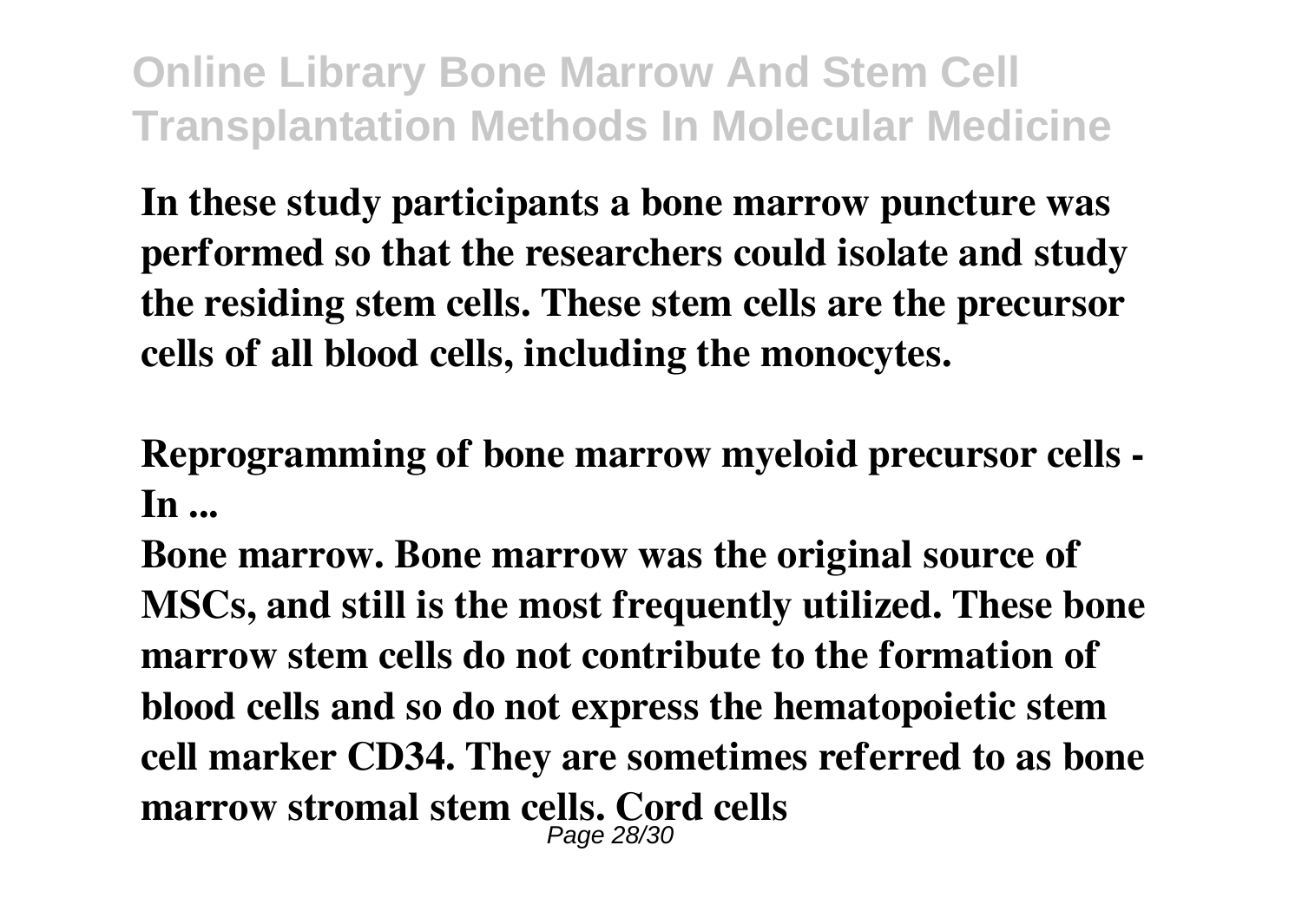**In these study participants a bone marrow puncture was performed so that the researchers could isolate and study the residing stem cells. These stem cells are the precursor cells of all blood cells, including the monocytes.**

**Reprogramming of bone marrow myeloid precursor cells - In ...**

**Bone marrow. Bone marrow was the original source of MSCs, and still is the most frequently utilized. These bone marrow stem cells do not contribute to the formation of blood cells and so do not express the hematopoietic stem cell marker CD34. They are sometimes referred to as bone marrow stromal stem cells. Cord cells**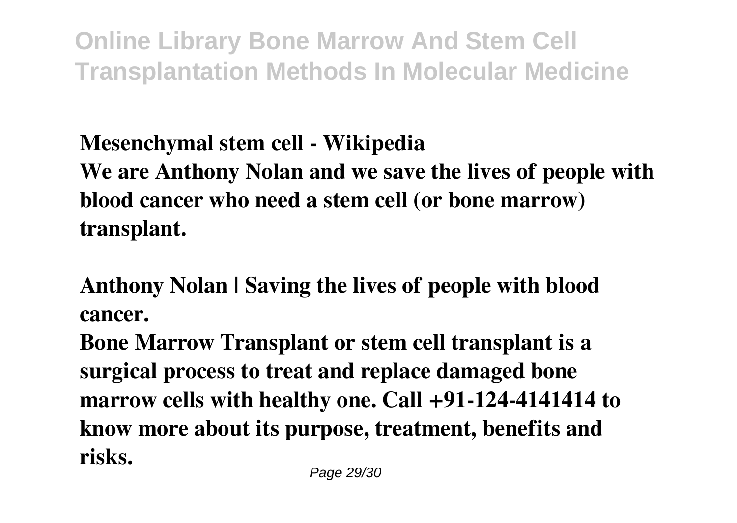**Mesenchymal stem cell - Wikipedia**

**We are Anthony Nolan and we save the lives of people with blood cancer who need a stem cell (or bone marrow) transplant.**

**Anthony Nolan | Saving the lives of people with blood cancer.**

**Bone Marrow Transplant or stem cell transplant is a surgical process to treat and replace damaged bone marrow cells with healthy one. Call +91-124-4141414 to know more about its purpose, treatment, benefits and risks.**